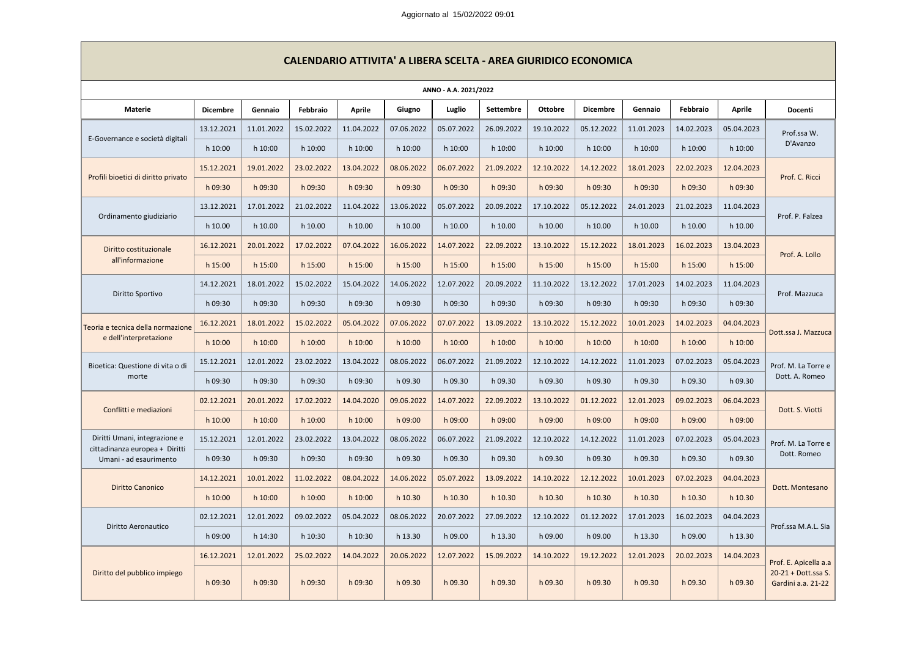Aggiornato al 15/02/2022 09:01

# CALENDARIO ATTIVITA' A LIBERA SCELTA - AREA GIURIDICO ECONOMICA

**ANNO - A.A. 2021/2022**

| Materie | Dicembre | Gennaio | Febbraio | Aprile | Giugno | Luglio | Settembre | Ottobre | Dicembre | Gennaio | Febbraio | Aprile | Docenti |
|---|---|---|---|---|---|---|---|---|---|---|---|---|---|
| E-Governance e società digitali | 13.12.2021 | 11.01.2022 | 15.02.2022 | 11.04.2022 | 07.06.2022 | 05.07.2022 | 26.09.2022 | 19.10.2022 | 05.12.2022 | 11.01.2023 | 14.02.2023 | 05.04.2023 | Prof.ssa W. D'Avanzo |
| | h 10:00 | h 10:00 | h 10:00 | h 10:00 | h 10:00 | h 10:00 | h 10:00 | h 10:00 | h 10:00 | h 10:00 | h 10:00 | h 10:00 | |
| Profili bioetici di diritto privato | 15.12.2021 | 19.01.2022 | 23.02.2022 | 13.04.2022 | 08.06.2022 | 06.07.2022 | 21.09.2022 | 12.10.2022 | 14.12.2022 | 18.01.2023 | 22.02.2023 | 12.04.2023 | Prof. C. Ricci |
| | h 09:30 | h 09:30 | h 09:30 | h 09:30 | h 09:30 | h 09:30 | h 09:30 | h 09:30 | h 09:30 | h 09:30 | h 09:30 | h 09:30 | |
| Ordinamento giudiziario | 13.12.2021 | 17.01.2022 | 21.02.2022 | 11.04.2022 | 13.06.2022 | 05.07.2022 | 20.09.2022 | 17.10.2022 | 05.12.2022 | 24.01.2023 | 21.02.2023 | 11.04.2023 | Prof. P. Falzea |
| | h 10.00 | h 10.00 | h 10.00 | h 10.00 | h 10.00 | h 10.00 | h 10.00 | h 10.00 | h 10.00 | h 10.00 | h 10.00 | h 10.00 | |
| Diritto costituzionale all'informazione | 16.12.2021 | 20.01.2022 | 17.02.2022 | 07.04.2022 | 16.06.2022 | 14.07.2022 | 22.09.2022 | 13.10.2022 | 15.12.2022 | 18.01.2023 | 16.02.2023 | 13.04.2023 | Prof. A. Lollo |
| | h 15:00 | h 15:00 | h 15:00 | h 15:00 | h 15:00 | h 15:00 | h 15:00 | h 15:00 | h 15:00 | h 15:00 | h 15:00 | h 15:00 | |
| Diritto Sportivo | 14.12.2021 | 18.01.2022 | 15.02.2022 | 15.04.2022 | 14.06.2022 | 12.07.2022 | 20.09.2022 | 11.10.2022 | 13.12.2022 | 17.01.2023 | 14.02.2023 | 11.04.2023 | Prof. Mazzuca |
| | h 09:30 | h 09:30 | h 09:30 | h 09:30 | h 09:30 | h 09:30 | h 09:30 | h 09:30 | h 09:30 | h 09:30 | h 09:30 | h 09:30 | |
| Teoria e tecnica della normazione e dell'interpretazione | 16.12.2021 | 18.01.2022 | 15.02.2022 | 05.04.2022 | 07.06.2022 | 07.07.2022 | 13.09.2022 | 13.10.2022 | 15.12.2022 | 10.01.2023 | 14.02.2023 | 04.04.2023 | Dott.ssa J. Mazzuca |
| | h 10:00 | h 10:00 | h 10:00 | h 10:00 | h 10:00 | h 10:00 | h 10:00 | h 10:00 | h 10:00 | h 10:00 | h 10:00 | h 10:00 | |
| Bioetica: Questione di vita o di morte | 15.12.2021 | 12.01.2022 | 23.02.2022 | 13.04.2022 | 08.06.2022 | 06.07.2022 | 21.09.2022 | 12.10.2022 | 14.12.2022 | 11.01.2023 | 07.02.2023 | 05.04.2023 | Prof. M. La Torre e Dott. A. Romeo |
| | h 09:30 | h 09:30 | h 09:30 | h 09:30 | h 09.30 | h 09.30 | h 09.30 | h 09.30 | h 09.30 | h 09.30 | h 09.30 | h 09.30 | |
| Conflitti e mediazioni | 02.12.2021 | 20.01.2022 | 17.02.2022 | 14.04.2020 | 09.06.2022 | 14.07.2022 | 22.09.2022 | 13.10.2022 | 01.12.2022 | 12.01.2023 | 09.02.2023 | 06.04.2023 | Dott. S. Viotti |
| | h 10:00 | h 10:00 | h 10:00 | h 10:00 | h 09:00 | h 09:00 | h 09:00 | h 09:00 | h 09:00 | h 09:00 | h 09:00 | h 09:00 | |
| Diritti Umani, integrazione e cittadinanza europea + Diritti Umani - ad esaurimento | 15.12.2021 | 12.01.2022 | 23.02.2022 | 13.04.2022 | 08.06.2022 | 06.07.2022 | 21.09.2022 | 12.10.2022 | 14.12.2022 | 11.01.2023 | 07.02.2023 | 05.04.2023 | Prof. M. La Torre e Dott. Romeo |
| | h 09:30 | h 09:30 | h 09:30 | h 09:30 | h 09.30 | h 09.30 | h 09.30 | h 09.30 | h 09.30 | h 09.30 | h 09.30 | h 09.30 | |
| Diritto Canonico | 14.12.2021 | 10.01.2022 | 11.02.2022 | 08.04.2022 | 14.06.2022 | 05.07.2022 | 13.09.2022 | 14.10.2022 | 12.12.2022 | 10.01.2023 | 07.02.2023 | 04.04.2023 | Dott. Montesano |
| | h 10:00 | h 10:00 | h 10:00 | h 10:00 | h 10.30 | h 10.30 | h 10.30 | h 10.30 | h 10.30 | h 10.30 | h 10.30 | h 10.30 | |
| Diritto Aeronautico | 02.12.2021 | 12.01.2022 | 09.02.2022 | 05.04.2022 | 08.06.2022 | 20.07.2022 | 27.09.2022 | 12.10.2022 | 01.12.2022 | 17.01.2023 | 16.02.2023 | 04.04.2023 | Prof.ssa M.A.L. Sia |
| | h 09:00 | h 14:30 | h 10:30 | h 10:30 | h 13.30 | h 09.00 | h 13.30 | h 09.00 | h 09.00 | h 13.30 | h 09.00 | h 13.30 | |
| Diritto del pubblico impiego | 16.12.2021 | 12.01.2022 | 25.02.2022 | 14.04.2022 | 20.06.2022 | 12.07.2022 | 15.09.2022 | 14.10.2022 | 19.12.2022 | 12.01.2023 | 20.02.2023 | 14.04.2023 | Prof. E. Apicella a.a 20-21 + Dott.ssa S. Gardini a.a. 21-22 |
| | h 09:30 | h 09:30 | h 09:30 | h 09:30 | h 09.30 | h 09.30 | h 09.30 | h 09.30 | h 09.30 | h 09.30 | h 09.30 | h 09.30 | |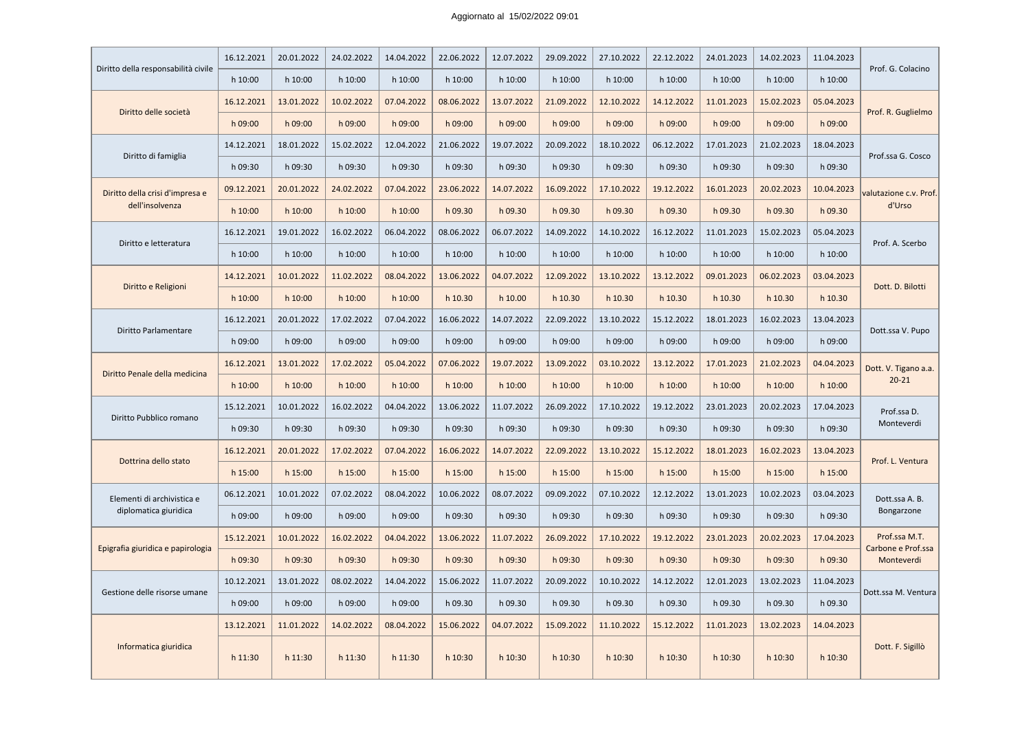Aggiornato al 15/02/2022 09:01

| Insegnamento | | | | | | | | | | | | | Docente |
|---|---|---|---|---|---|---|---|---|---|---|---|---|---|
| Diritto della responsabilità civile | 16.12.2021 | 20.01.2022 | 24.02.2022 | 14.04.2022 | 22.06.2022 | 12.07.2022 | 29.09.2022 | 27.10.2022 | 22.12.2022 | 24.01.2023 | 14.02.2023 | 11.04.2023 | Prof. G. Colacino |
| | h 10:00 | h 10:00 | h 10:00 | h 10:00 | h 10:00 | h 10:00 | h 10:00 | h 10:00 | h 10:00 | h 10:00 | h 10:00 | h 10:00 | |
| Diritto delle società | 16.12.2021 | 13.01.2022 | 10.02.2022 | 07.04.2022 | 08.06.2022 | 13.07.2022 | 21.09.2022 | 12.10.2022 | 14.12.2022 | 11.01.2023 | 15.02.2023 | 05.04.2023 | Prof. R. Guglielmo |
| | h 09:00 | h 09:00 | h 09:00 | h 09:00 | h 09:00 | h 09:00 | h 09:00 | h 09:00 | h 09:00 | h 09:00 | h 09:00 | h 09:00 | |
| Diritto di famiglia | 14.12.2021 | 18.01.2022 | 15.02.2022 | 12.04.2022 | 21.06.2022 | 19.07.2022 | 20.09.2022 | 18.10.2022 | 06.12.2022 | 17.01.2023 | 21.02.2023 | 18.04.2023 | Prof.ssa G. Cosco |
| | h 09:30 | h 09:30 | h 09:30 | h 09:30 | h 09:30 | h 09:30 | h 09:30 | h 09:30 | h 09:30 | h 09:30 | h 09:30 | h 09:30 | |
| Diritto della crisi d'impresa e dell'insolvenza | 09.12.2021 | 20.01.2022 | 24.02.2022 | 07.04.2022 | 23.06.2022 | 14.07.2022 | 16.09.2022 | 17.10.2022 | 19.12.2022 | 16.01.2023 | 20.02.2023 | 10.04.2023 | valutazione c.v. Prof. d'Urso |
| | h 10:00 | h 10:00 | h 10:00 | h 10:00 | h 09.30 | h 09.30 | h 09.30 | h 09.30 | h 09.30 | h 09.30 | h 09.30 | h 09.30 | |
| Diritto e letteratura | 16.12.2021 | 19.01.2022 | 16.02.2022 | 06.04.2022 | 08.06.2022 | 06.07.2022 | 14.09.2022 | 14.10.2022 | 16.12.2022 | 11.01.2023 | 15.02.2023 | 05.04.2023 | Prof. A. Scerbo |
| | h 10:00 | h 10:00 | h 10:00 | h 10:00 | h 10:00 | h 10:00 | h 10:00 | h 10:00 | h 10:00 | h 10:00 | h 10:00 | h 10:00 | |
| Diritto e Religioni | 14.12.2021 | 10.01.2022 | 11.02.2022 | 08.04.2022 | 13.06.2022 | 04.07.2022 | 12.09.2022 | 13.10.2022 | 13.12.2022 | 09.01.2023 | 06.02.2023 | 03.04.2023 | Dott. D. Bilotti |
| | h 10:00 | h 10:00 | h 10:00 | h 10:00 | h 10.30 | h 10.00 | h 10.30 | h 10.30 | h 10.30 | h 10.30 | h 10.30 | h 10.30 | |
| Diritto Parlamentare | 16.12.2021 | 20.01.2022 | 17.02.2022 | 07.04.2022 | 16.06.2022 | 14.07.2022 | 22.09.2022 | 13.10.2022 | 15.12.2022 | 18.01.2023 | 16.02.2023 | 13.04.2023 | Dott.ssa V. Pupo |
| | h 09:00 | h 09:00 | h 09:00 | h 09:00 | h 09:00 | h 09:00 | h 09:00 | h 09:00 | h 09:00 | h 09:00 | h 09:00 | h 09:00 | |
| Diritto Penale della medicina | 16.12.2021 | 13.01.2022 | 17.02.2022 | 05.04.2022 | 07.06.2022 | 19.07.2022 | 13.09.2022 | 03.10.2022 | 13.12.2022 | 17.01.2023 | 21.02.2023 | 04.04.2023 | Dott. V. Tigano a.a. 20-21 |
| | h 10:00 | h 10:00 | h 10:00 | h 10:00 | h 10:00 | h 10:00 | h 10:00 | h 10:00 | h 10:00 | h 10:00 | h 10:00 | h 10:00 | |
| Diritto Pubblico romano | 15.12.2021 | 10.01.2022 | 16.02.2022 | 04.04.2022 | 13.06.2022 | 11.07.2022 | 26.09.2022 | 17.10.2022 | 19.12.2022 | 23.01.2023 | 20.02.2023 | 17.04.2023 | Prof.ssa D. Monteverdi |
| | h 09:30 | h 09:30 | h 09:30 | h 09:30 | h 09:30 | h 09:30 | h 09:30 | h 09:30 | h 09:30 | h 09:30 | h 09:30 | h 09:30 | |
| Dottrina dello stato | 16.12.2021 | 20.01.2022 | 17.02.2022 | 07.04.2022 | 16.06.2022 | 14.07.2022 | 22.09.2022 | 13.10.2022 | 15.12.2022 | 18.01.2023 | 16.02.2023 | 13.04.2023 | Prof. L. Ventura |
| | h 15:00 | h 15:00 | h 15:00 | h 15:00 | h 15:00 | h 15:00 | h 15:00 | h 15:00 | h 15:00 | h 15:00 | h 15:00 | h 15:00 | |
| Elementi di archivistica e diplomatica giuridica | 06.12.2021 | 10.01.2022 | 07.02.2022 | 08.04.2022 | 10.06.2022 | 08.07.2022 | 09.09.2022 | 07.10.2022 | 12.12.2022 | 13.01.2023 | 10.02.2023 | 03.04.2023 | Dott.ssa A. B. Bongarzone |
| | h 09:00 | h 09:00 | h 09:00 | h 09:00 | h 09:30 | h 09:30 | h 09:30 | h 09:30 | h 09:30 | h 09:30 | h 09:30 | h 09:30 | |
| Epigrafia giuridica e papirologia | 15.12.2021 | 10.01.2022 | 16.02.2022 | 04.04.2022 | 13.06.2022 | 11.07.2022 | 26.09.2022 | 17.10.2022 | 19.12.2022 | 23.01.2023 | 20.02.2023 | 17.04.2023 | Prof.ssa M.T. Carbone e Prof.ssa Monteverdi |
| | h 09:30 | h 09:30 | h 09:30 | h 09:30 | h 09:30 | h 09:30 | h 09:30 | h 09:30 | h 09:30 | h 09:30 | h 09:30 | h 09:30 | |
| Gestione delle risorse umane | 10.12.2021 | 13.01.2022 | 08.02.2022 | 14.04.2022 | 15.06.2022 | 11.07.2022 | 20.09.2022 | 10.10.2022 | 14.12.2022 | 12.01.2023 | 13.02.2023 | 11.04.2023 | Dott.ssa M. Ventura |
| | h 09:00 | h 09:00 | h 09:00 | h 09:00 | h 09.30 | h 09.30 | h 09.30 | h 09.30 | h 09.30 | h 09.30 | h 09.30 | h 09.30 | |
| Informatica giuridica | 13.12.2021 | 11.01.2022 | 14.02.2022 | 08.04.2022 | 15.06.2022 | 04.07.2022 | 15.09.2022 | 11.10.2022 | 15.12.2022 | 11.01.2023 | 13.02.2023 | 14.04.2023 | Dott. F. Sigillò |
| | h 11:30 | h 11:30 | h 11:30 | h 11:30 | h 10:30 | h 10:30 | h 10:30 | h 10:30 | h 10:30 | h 10:30 | h 10:30 | h 10:30 | |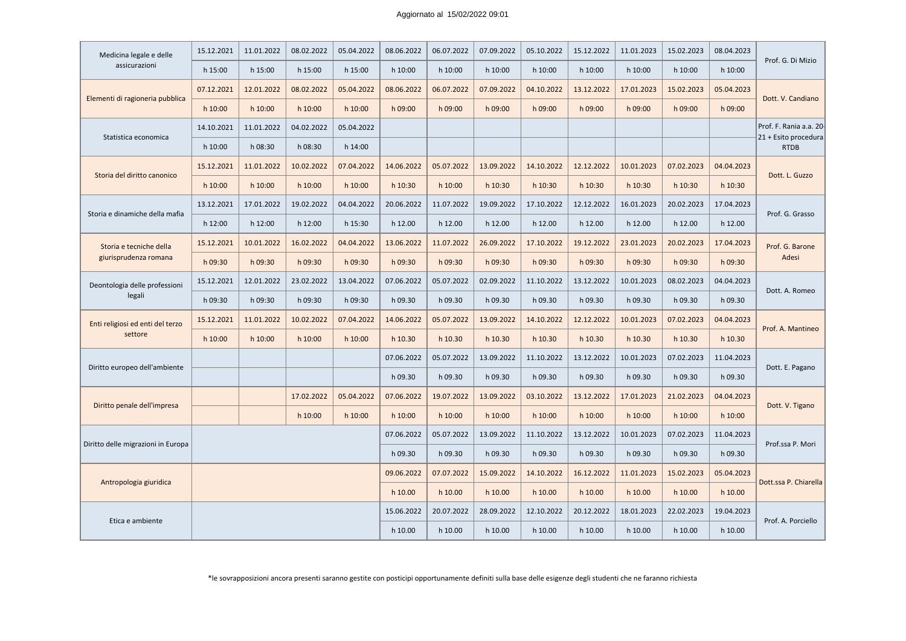Aggiornato al 15/02/2022 09:01

| | | | | | | | | | | | | | |
|---|---|---|---|---|---|---|---|---|---|---|---|---|---|
| Medicina legale e delle assicurazioni | 15.12.2021 | 11.01.2022 | 08.02.2022 | 05.04.2022 | 08.06.2022 | 06.07.2022 | 07.09.2022 | 05.10.2022 | 15.12.2022 | 11.01.2023 | 15.02.2023 | 08.04.2023 | Prof. G. Di Mizio |
| | h 15:00 | h 15:00 | h 15:00 | h 15:00 | h 10:00 | h 10:00 | h 10:00 | h 10:00 | h 10:00 | h 10:00 | h 10:00 | h 10:00 | |
| Elementi di ragioneria pubblica | 07.12.2021 | 12.01.2022 | 08.02.2022 | 05.04.2022 | 08.06.2022 | 06.07.2022 | 07.09.2022 | 04.10.2022 | 13.12.2022 | 17.01.2023 | 15.02.2023 | 05.04.2023 | Dott. V. Candiano |
| | h 10:00 | h 10:00 | h 10:00 | h 10:00 | h 09:00 | h 09:00 | h 09:00 | h 09:00 | h 09:00 | h 09:00 | h 09:00 | h 09:00 | |
| Statistica economica | 14.10.2021 | 11.01.2022 | 04.02.2022 | 05.04.2022 | | | | | | | | | Prof. F. Rania a.a. 20-21 + Esito procedura RTDB |
| | h 10:00 | h 08:30 | h 08:30 | h 14:00 | | | | | | | | | |
| Storia del diritto canonico | 15.12.2021 | 11.01.2022 | 10.02.2022 | 07.04.2022 | 14.06.2022 | 05.07.2022 | 13.09.2022 | 14.10.2022 | 12.12.2022 | 10.01.2023 | 07.02.2023 | 04.04.2023 | Dott. L. Guzzo |
| | h 10:00 | h 10:00 | h 10:00 | h 10:00 | h 10:30 | h 10:00 | h 10:30 | h 10:30 | h 10:30 | h 10:30 | h 10:30 | h 10:30 | |
| Storia e dinamiche della mafia | 13.12.2021 | 17.01.2022 | 19.02.2022 | 04.04.2022 | 20.06.2022 | 11.07.2022 | 19.09.2022 | 17.10.2022 | 12.12.2022 | 16.01.2023 | 20.02.2023 | 17.04.2023 | Prof. G. Grasso |
| | h 12:00 | h 12:00 | h 12:00 | h 15:30 | h 12.00 | h 12.00 | h 12.00 | h 12.00 | h 12.00 | h 12.00 | h 12.00 | h 12.00 | |
| Storia e tecniche della giurisprudenza romana | 15.12.2021 | 10.01.2022 | 16.02.2022 | 04.04.2022 | 13.06.2022 | 11.07.2022 | 26.09.2022 | 17.10.2022 | 19.12.2022 | 23.01.2023 | 20.02.2023 | 17.04.2023 | Prof. G. Barone Adesi |
| | h 09:30 | h 09:30 | h 09:30 | h 09:30 | h 09:30 | h 09:30 | h 09:30 | h 09:30 | h 09:30 | h 09:30 | h 09:30 | h 09:30 | |
| Deontologia delle professioni legali | 15.12.2021 | 12.01.2022 | 23.02.2022 | 13.04.2022 | 07.06.2022 | 05.07.2022 | 02.09.2022 | 11.10.2022 | 13.12.2022 | 10.01.2023 | 08.02.2023 | 04.04.2023 | Dott. A. Romeo |
| | h 09:30 | h 09:30 | h 09:30 | h 09:30 | h 09.30 | h 09.30 | h 09.30 | h 09.30 | h 09.30 | h 09.30 | h 09.30 | h 09.30 | |
| Enti religiosi ed enti del terzo settore | 15.12.2021 | 11.01.2022 | 10.02.2022 | 07.04.2022 | 14.06.2022 | 05.07.2022 | 13.09.2022 | 14.10.2022 | 12.12.2022 | 10.01.2023 | 07.02.2023 | 04.04.2023 | Prof. A. Mantineo |
| | h 10:00 | h 10:00 | h 10:00 | h 10:00 | h 10.30 | h 10.30 | h 10.30 | h 10.30 | h 10.30 | h 10.30 | h 10.30 | h 10.30 | |
| Diritto europeo dell'ambiente | | | | | 07.06.2022 | 05.07.2022 | 13.09.2022 | 11.10.2022 | 13.12.2022 | 10.01.2023 | 07.02.2023 | 11.04.2023 | Dott. E. Pagano |
| | | | | | h 09.30 | h 09.30 | h 09.30 | h 09.30 | h 09.30 | h 09.30 | h 09.30 | h 09.30 | |
| Diritto penale dell'impresa | | | 17.02.2022 | 05.04.2022 | 07.06.2022 | 19.07.2022 | 13.09.2022 | 03.10.2022 | 13.12.2022 | 17.01.2023 | 21.02.2023 | 04.04.2023 | Dott. V. Tigano |
| | | | h 10:00 | h 10:00 | h 10:00 | h 10:00 | h 10:00 | h 10:00 | h 10:00 | h 10:00 | h 10:00 | h 10:00 | |
| Diritto delle migrazioni in Europa | | | | | 07.06.2022 | 05.07.2022 | 13.09.2022 | 11.10.2022 | 13.12.2022 | 10.01.2023 | 07.02.2023 | 11.04.2023 | Prof.ssa P. Mori |
| | | | | | h 09.30 | h 09.30 | h 09.30 | h 09.30 | h 09.30 | h 09.30 | h 09.30 | h 09.30 | |
| Antropologia giuridica | | | | | 09.06.2022 | 07.07.2022 | 15.09.2022 | 14.10.2022 | 16.12.2022 | 11.01.2023 | 15.02.2023 | 05.04.2023 | Dott.ssa P. Chiarella |
| | | | | | h 10.00 | h 10.00 | h 10.00 | h 10.00 | h 10.00 | h 10.00 | h 10.00 | h 10.00 | |
| Etica e ambiente | | | | | 15.06.2022 | 20.07.2022 | 28.09.2022 | 12.10.2022 | 20.12.2022 | 18.01.2023 | 22.02.2023 | 19.04.2023 | Prof. A. Porciello |
| | | | | | h 10.00 | h 10.00 | h 10.00 | h 10.00 | h 10.00 | h 10.00 | h 10.00 | h 10.00 | |

*le sovrapposizioni ancora presenti saranno gestite con posticipi opportunamente definiti sulla base delle esigenze degli studenti che ne faranno richiesta